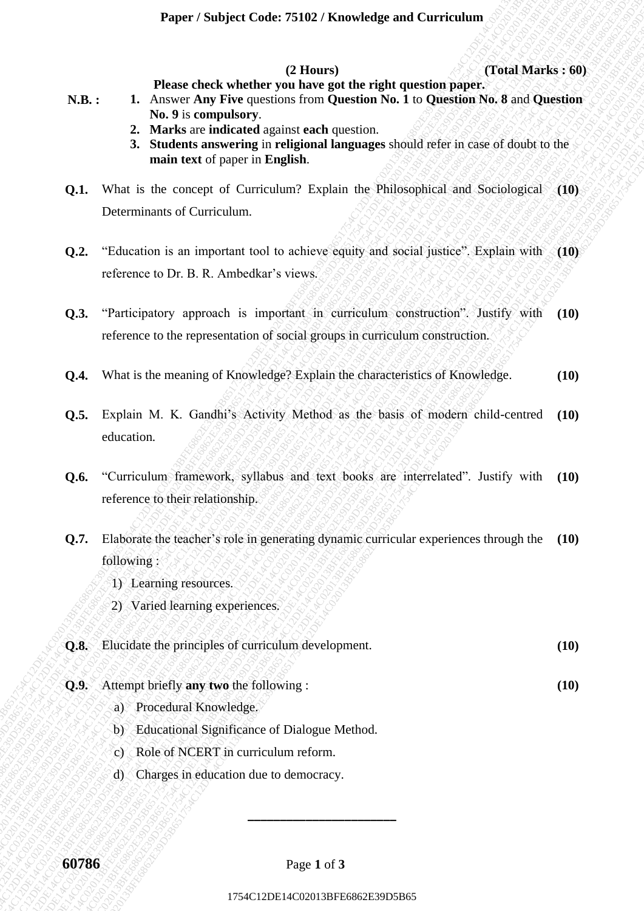**Paper / Subject Code: 75102 / Knowledge and Curriculum**

**(2 Hours)** **(Total Marks : 60)**

**Please check whether you have got the right question paper.**

**N.B. :**

1. Answer **Any Five** questions from **Question No. 1** to **Question No. 8** and **Question No. 9** is **compulsory**.
2. **Marks** are **indicated** against **each** question.
3. **Students answering** in **religional languages** should refer in case of doubt to the **main text** of paper in **English**.

**Q.1.** What is the concept of Curriculum? Explain the Philosophical and Sociological Determinants of Curriculum. **(10)**

**Q.2.** "Education is an important tool to achieve equity and social justice". Explain with reference to Dr. B. R. Ambedkar's views. **(10)**

**Q.3.** "Participatory approach is important in curriculum construction". Justify with reference to the representation of social groups in curriculum construction. **(10)**

**Q.4.** What is the meaning of Knowledge? Explain the characteristics of Knowledge. **(10)**

**Q.5.** Explain M. K. Gandhi's Activity Method as the basis of modern child-centred education. **(10)**

**Q.6.** "Curriculum framework, syllabus and text books are interrelated". Justify with reference to their relationship. **(10)**

**Q.7.** Elaborate the teacher's role in generating dynamic curricular experiences through the following : **(10)**

1) Learning resources.
2) Varied learning experiences.

**Q.8.** Elucidate the principles of curriculum development. **(10)**

**Q.9.** Attempt briefly **any two** the following : **(10)**

a) Procedural Knowledge.
b) Educational Significance of Dialogue Method.
c) Role of NCERT in curriculum reform.
d) Charges in education due to democracy.

---

60786

1754C12DE14C02013BFE6862E39D5B65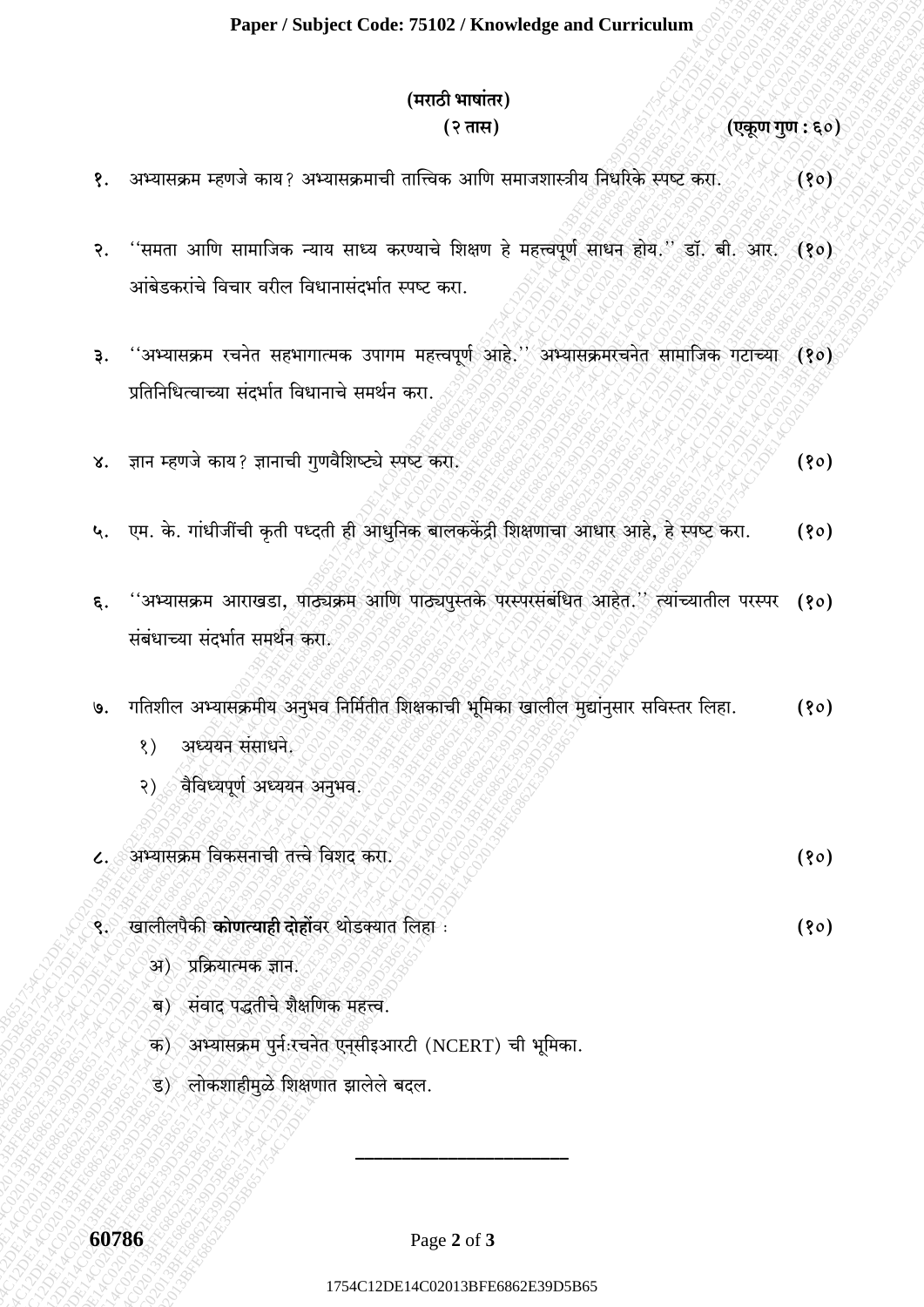**(मराठी भाषांतर)**

**(२ तास)** **(एकूण गुण : ६०)**

१. अभ्यासक्रम म्हणजे काय? अभ्यासक्रमाची तात्त्विक आणि समाजशास्त्रीय निधरिके स्पष्ट करा. **(१०)**

२. ''समता आणि सामाजिक न्याय साध्य करण्याचे शिक्षण हे महत्त्वपूर्ण साधन होय.'' डॉ. बी. आर. आंबेडकरांचे विचार वरील विधानासंदर्भात स्पष्ट करा. **(१०)**

३. ''अभ्यासक्रम रचनेत सहभागात्मक उपागम महत्त्वपूर्ण आहे.'' अभ्यासक्रमरचनेत सामाजिक गटाच्या प्रतिनिधित्वाच्या संदर्भात विधानाचे समर्थन करा. **(१०)**

४. ज्ञान म्हणजे काय? ज्ञानाची गुणवैशिष्ट्ये स्पष्ट करा. **(१०)**

५. एम. के. गांधीजींची कृती पध्दती ही आधुनिक बालककेंद्री शिक्षणाचा आधार आहे, हे स्पष्ट करा. **(१०)**

६. ''अभ्यासक्रम आराखडा, पाठ्यक्रम आणि पाठ्यपुस्तके परस्परसंबंधित आहेत.'' त्यांच्यातील परस्पर संबंधाच्या संदर्भात समर्थन करा. **(१०)**

७. गतिशील अभ्यासक्रमीय अनुभव निर्मितीत शिक्षकाची भूमिका खालील मुद्यांनुसार सविस्तर लिहा. **(१०)**

   १) अध्ययन संसाधने.

   २) वैविध्यपूर्ण अध्ययन अनुभव.

८. अभ्यासक्रम विकसनाची तत्त्वे विशद करा. **(१०)**

९. खालीलपैकी **कोणत्याही दोहोंवर** थोडक्यात लिहा : **(१०)**

   अ) प्रक्रियात्मक ज्ञान.

   ब) संवाद पद्धतीचे शैक्षणिक महत्त्व.

   क) अभ्यासक्रम पुर्नःरचनेत एन्सीइआरटी (NCERT) ची भूमिका.

   ड) लोकशाहीमुळे शिक्षणात झालेले बदल.

---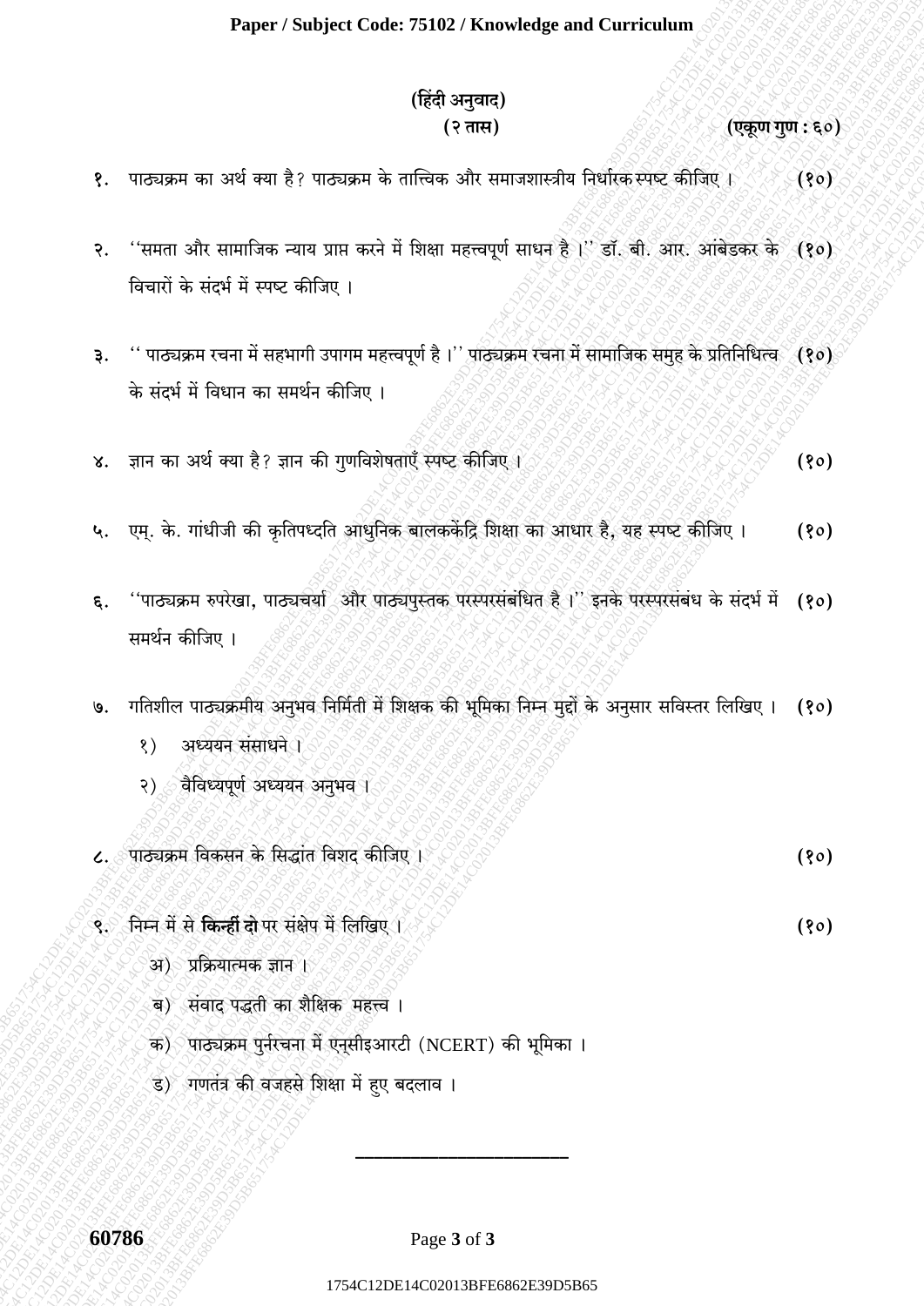**(हिंदी अनुवाद)**

**(२ तास)** **(एकूण गुण : ६०)**

१. पाठ्यक्रम का अर्थ क्या है? पाठ्यक्रम के तात्त्विक और समाजशास्त्रीय निर्धारक स्पष्ट कीजिए । **(१०)**

२. ''समता और सामाजिक न्याय प्राप्त करने में शिक्षा महत्त्वपूर्ण साधन है ।'' डॉ. बी. आर. आंबेडकर के विचारों के संदर्भ में स्पष्ट कीजिए । **(१०)**

३. '' पाठ्यक्रम रचना में सहभागी उपागम महत्त्वपूर्ण है ।'' पाठ्यक्रम रचना में सामाजिक समुह के प्रतिनिधित्व के संदर्भ में विधान का समर्थन कीजिए । **(१०)**

४. ज्ञान का अर्थ क्या है? ज्ञान की गुणविशेषताएँ स्पष्ट कीजिए । **(१०)**

५. एम्. के. गांधीजी की कृतिपध्दति आधुनिक बालककेंद्रि शिक्षा का आधार है, यह स्पष्ट कीजिए । **(१०)**

६. ''पाठ्यक्रम रुपरेखा, पाठ्यचर्या और पाठ्यपुस्तक परस्परसंबंधित है ।'' इनके परस्परसंबंध के संदर्भ में समर्थन कीजिए । **(१०)**

७. गतिशील पाठ्यक्रमीय अनुभव निर्मिती में शिक्षक की भूमिका निम्न मुद्दों के अनुसार सविस्तर लिखिए । **(१०)**
   १) अध्ययन संसाधने ।
   २) वैविध्यपूर्ण अध्ययन अनुभव ।

८. पाठ्यक्रम विकसन के सिद्धांत विशद कीजिए । **(१०)**

९. निम्न में से **किन्हीं दो** पर संक्षेप में लिखिए । **(१०)**
   अ) प्रक्रियात्मक ज्ञान ।
   ब) संवाद पद्धती का शैक्षिक महत्त्व ।
   क) पाठ्यक्रम पुर्नरचना में एन्सीइआरटी (NCERT) की भूमिका ।
   ड) गणतंत्र की वजहसे शिक्षा में हुए बदलाव ।

---